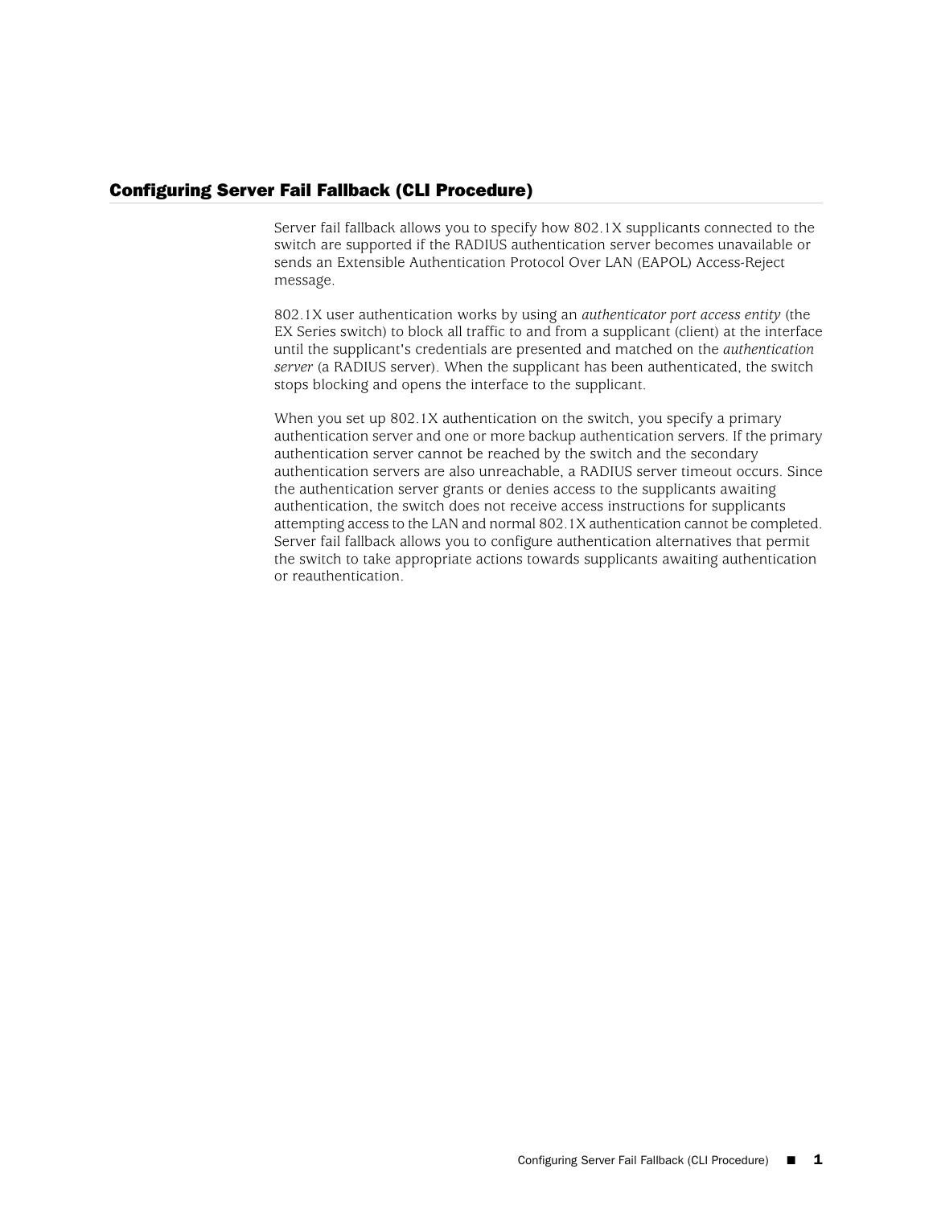# Configuring Server Fail Fallback (CLI Procedure)

Server fail fallback allows you to specify how 802.1X supplicants connected to the switch are supported if the RADIUS authentication server becomes unavailable or sends an Extensible Authentication Protocol Over LAN (EAPOL) Access-Reject message.

802.1X user authentication works by using an *authenticator port access entity* (the EX Series switch) to block all traffic to and from a supplicant (client) at the interface until the supplicant's credentials are presented and matched on the *authentication server* (a RADIUS server). When the supplicant has been authenticated, the switch stops blocking and opens the interface to the supplicant.

When you set up 802.1X authentication on the switch, you specify a primary authentication server and one or more backup authentication servers. If the primary authentication server cannot be reached by the switch and the secondary authentication servers are also unreachable, a RADIUS server timeout occurs. Since the authentication server grants or denies access to the supplicants awaiting authentication, the switch does not receive access instructions for supplicants attempting access to the LAN and normal 802.1X authentication cannot be completed. Server fail fallback allows you to configure authentication alternatives that permit the switch to take appropriate actions towards supplicants awaiting authentication or reauthentication.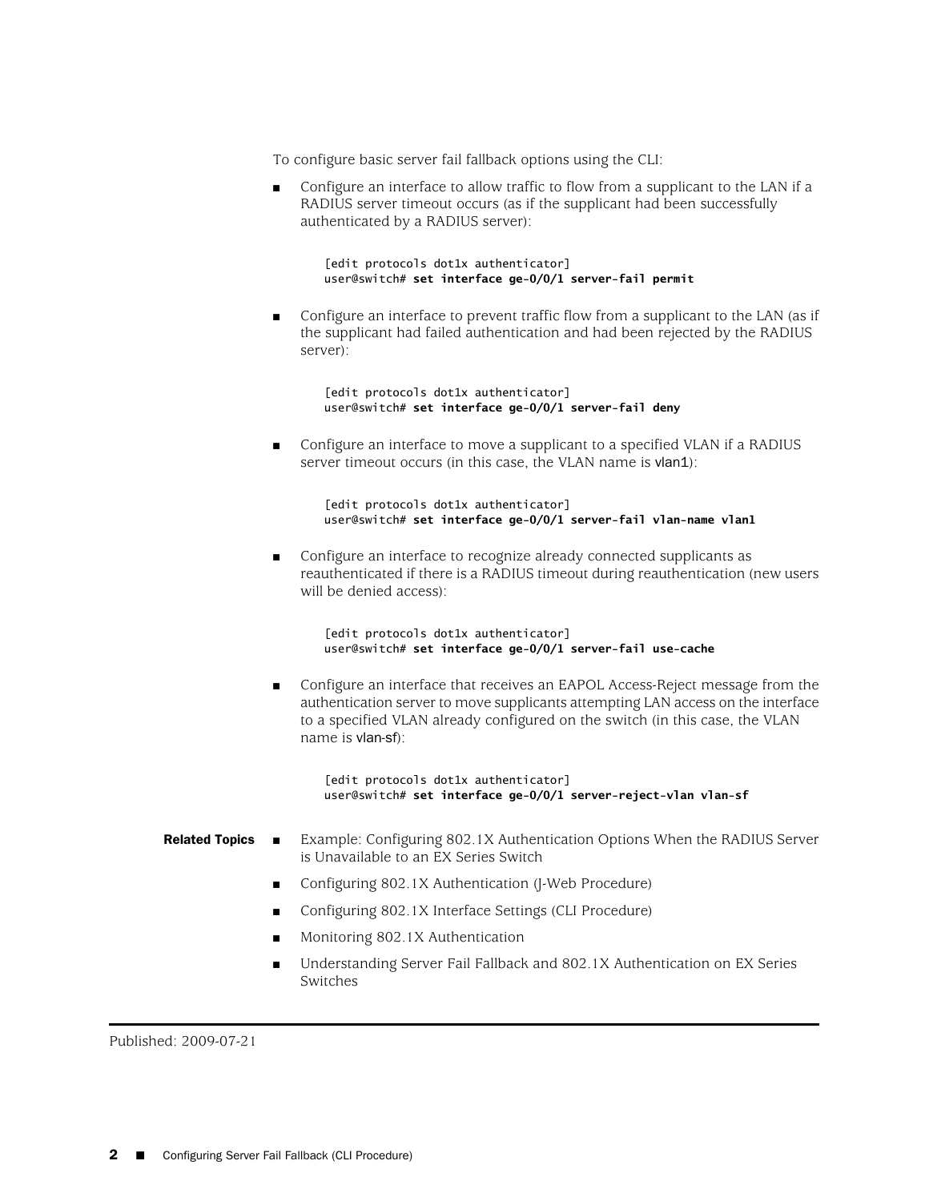To configure basic server fail fallback options using the CLI:

- Configure an interface to allow traffic to flow from a supplicant to the LAN if a RADIUS server timeout occurs (as if the supplicant had been successfully authenticated by a RADIUS server):

```
[edit protocols dot1x authenticator]
user@switch# set interface ge-0/0/1 server-fail permit
```

- Configure an interface to prevent traffic flow from a supplicant to the LAN (as if the supplicant had failed authentication and had been rejected by the RADIUS server):

```
[edit protocols dot1x authenticator]
user@switch# set interface ge-0/0/1 server-fail deny
```

- Configure an interface to move a supplicant to a specified VLAN if a RADIUS server timeout occurs (in this case, the VLAN name is vlan1):

```
[edit protocols dot1x authenticator]
user@switch# set interface ge-0/0/1 server-fail vlan-name vlan1
```

- Configure an interface to recognize already connected supplicants as reauthenticated if there is a RADIUS timeout during reauthentication (new users will be denied access):

```
[edit protocols dot1x authenticator]
user@switch# set interface ge-0/0/1 server-fail use-cache
```

- Configure an interface that receives an EAPOL Access-Reject message from the authentication server to move supplicants attempting LAN access on the interface to a specified VLAN already configured on the switch (in this case, the VLAN name is vlan-sf):

```
[edit protocols dot1x authenticator]
user@switch# set interface ge-0/0/1 server-reject-vlan vlan-sf
```

**Related Topics**

- Example: Configuring 802.1X Authentication Options When the RADIUS Server is Unavailable to an EX Series Switch
- Configuring 802.1X Authentication (J-Web Procedure)
- Configuring 802.1X Interface Settings (CLI Procedure)
- Monitoring 802.1X Authentication
- Understanding Server Fail Fallback and 802.1X Authentication on EX Series Switches

Published: 2009-07-21